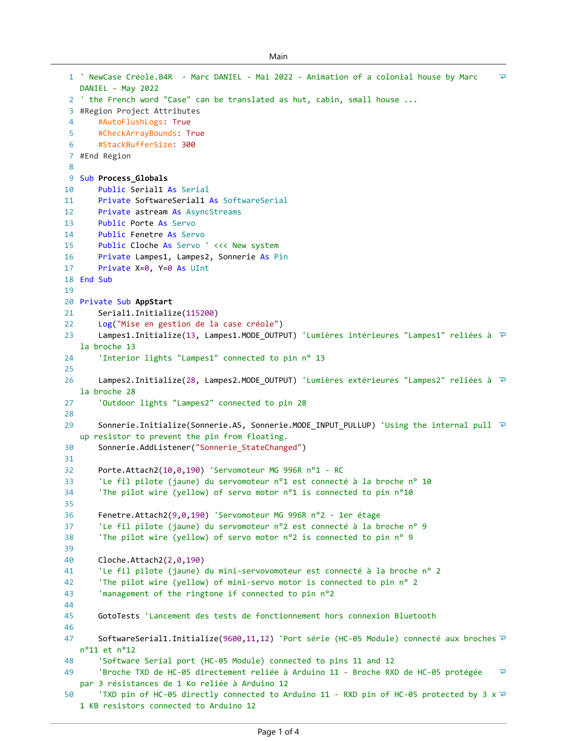Main

```
' NewCase Créole.B4R  - Marc DANIEL - Mai 2022 - Animation of a colonial house by Marc DANIEL - May 2022
' the French word "Case" can be translated as hut, cabin, small house ...
#Region Project Attributes
    #AutoFlushLogs: True
    #CheckArrayBounds: True
    #StackBufferSize: 300
#End Region

Sub Process_Globals
    Public Serial1 As Serial
    Private SoftwareSerial1 As SoftwareSerial
    Private astream As AsyncStreams
    Public Porte As Servo
    Public Fenetre As Servo
    Public Cloche As Servo ' <<< New system
    Private Lampes1, Lampes2, Sonnerie As Pin
    Private X=0, Y=0 As UInt
End Sub

Private Sub AppStart
    Serial1.Initialize(115200)
    Log("Mise en gestion de la case créole")
    Lampes1.Initialize(13, Lampes1.MODE_OUTPUT) 'Lumières intérieures "Lampes1" reliées à la broche 13
    'Interior lights "Lampes1" connected to pin n° 13

    Lampes2.Initialize(28, Lampes2.MODE_OUTPUT) 'Lumières extérieures "Lampes2" reliées à la broche 28
    'Outdoor lights "Lampes2" connected to pin 28

    Sonnerie.Initialize(Sonnerie.A5, Sonnerie.MODE_INPUT_PULLUP) 'Using the internal pull up resistor to prevent the pin from floating.
    Sonnerie.AddListener("Sonnerie_StateChanged")

    Porte.Attach2(10,0,190) 'Servomoteur MG 996R n°1 - RC
    'Le fil pilote (jaune) du servomoteur n°1 est connecté à la broche n° 10
    'The pilot wire (yellow) of servo motor n°1 is connected to pin n°10

    Fenetre.Attach2(9,0,190) 'Servomoteur MG 996R n°2 - 1er étage
    'Le fil pilote (jaune) du servomoteur n°2 est connecté à la broche n° 9
    'The pilot wire (yellow) of servo motor n°2 is connected to pin n° 9

    Cloche.Attach2(2,0,190)
    'Le fil pilote (jaune) du mini-servovomoteur est connecté à la broche n° 2
    'The pilot wire (yellow) of mini-servo motor is connected to pin n° 2
    'management of the ringtone if connected to pin n°2

    GotoTests 'Lancement des tests de fonctionnement hors connexion Bluetooth

    SoftwareSerial1.Initialize(9600,11,12) 'Port série (HC-05 Module) connecté aux broches n°11 et n°12
    'Software Serial port (HC-05 Module) connected to pins 11 and 12
    'Broche TXD de HC-05 directement reliée à Arduino 11 - Broche RXD de HC-05 protégée par 3 résistances de 1 Ko reliée à Arduino 12
    'TXD pin of HC-05 directly connected to Arduino 11 - RXD pin of HC-05 protected by 3 x 1 KB resistors connected to Arduino 12
```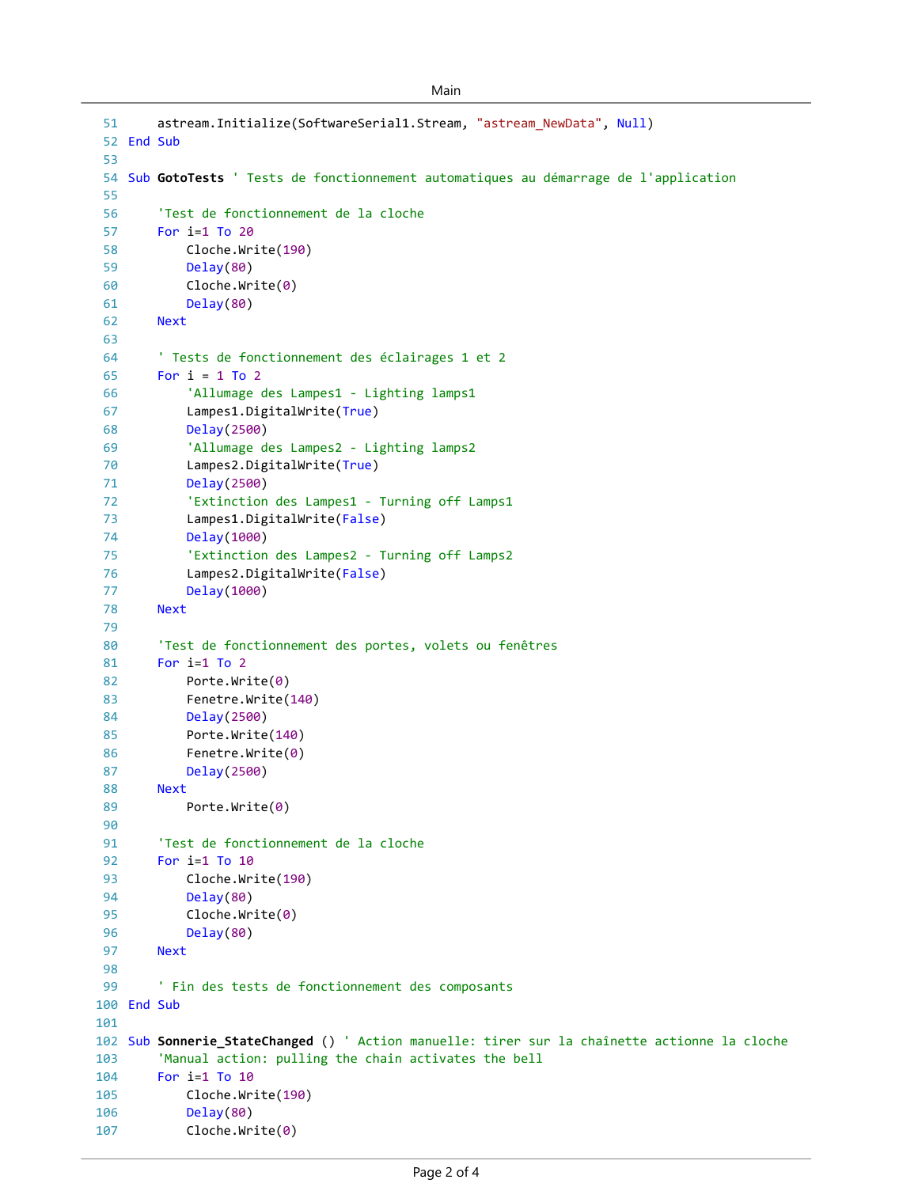```
51      astream.Initialize(SoftwareSerial1.Stream, "astream_NewData", Null)
52  End Sub
53  
54  Sub GotoTests ' Tests de fonctionnement automatiques au démarrage de l'application
55  
56      'Test de fonctionnement de la cloche
57      For i=1 To 20
58          Cloche.Write(190)
59          Delay(80)
60          Cloche.Write(0)
61          Delay(80)
62      Next
63  
64      ' Tests de fonctionnement des éclairages 1 et 2
65      For i = 1 To 2
66          'Allumage des Lampes1 - Lighting lamps1
67          Lampes1.DigitalWrite(True)
68          Delay(2500)
69          'Allumage des Lampes2 - Lighting lamps2
70          Lampes2.DigitalWrite(True)
71          Delay(2500)
72          'Extinction des Lampes1 - Turning off Lamps1
73          Lampes1.DigitalWrite(False)
74          Delay(1000)
75          'Extinction des Lampes2 - Turning off Lamps2
76          Lampes2.DigitalWrite(False)
77          Delay(1000)
78      Next
79  
80      'Test de fonctionnement des portes, volets ou fenêtres
81      For i=1 To 2
82          Porte.Write(0)
83          Fenetre.Write(140)
84          Delay(2500)
85          Porte.Write(140)
86          Fenetre.Write(0)
87          Delay(2500)
88      Next
89          Porte.Write(0)
90  
91      'Test de fonctionnement de la cloche
92      For i=1 To 10
93          Cloche.Write(190)
94          Delay(80)
95          Cloche.Write(0)
96          Delay(80)
97      Next
98  
99      ' Fin des tests de fonctionnement des composants
100 End Sub
101 
102 Sub Sonnerie_StateChanged () ' Action manuelle: tirer sur la chaînette actionne la cloche
103     'Manual action: pulling the chain activates the bell
104     For i=1 To 10
105         Cloche.Write(190)
106         Delay(80)
107         Cloche.Write(0)
```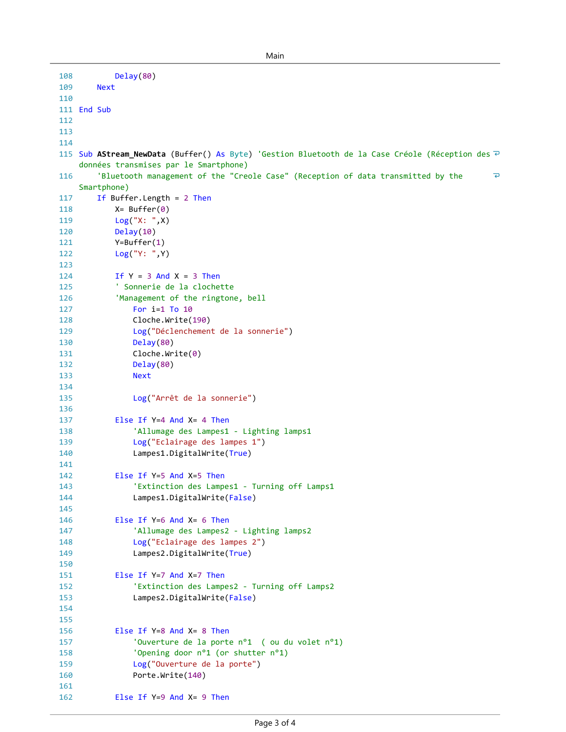```
108         Delay(80)
109     Next
110 
111 End Sub
112 
113 
114 
115 Sub AStream_NewData (Buffer() As Byte) 'Gestion Bluetooth de la Case Créole (Réception des données transmises par le Smartphone)
116     'Bluetooth management of the "Creole Case" (Reception of data transmitted by the Smartphone)
117     If Buffer.Length = 2 Then
118         X= Buffer(0)
119         Log("X: ",X)
120         Delay(10)
121         Y=Buffer(1)
122         Log("Y: ",Y)
123 
124         If Y = 3 And X = 3 Then
125         ' Sonnerie de la clochette
126         'Management of the ringtone, bell
127             For i=1 To 10
128             Cloche.Write(190)
129             Log("Déclenchement de la sonnerie")
130             Delay(80)
131             Cloche.Write(0)
132             Delay(80)
133             Next
134 
135             Log("Arrêt de la sonnerie")
136 
137         Else If Y=4 And X= 4 Then
138             'Allumage des Lampes1 - Lighting lamps1
139             Log("Eclairage des lampes 1")
140             Lampes1.DigitalWrite(True)
141 
142         Else If Y=5 And X=5 Then
143             'Extinction des Lampes1 - Turning off Lamps1
144             Lampes1.DigitalWrite(False)
145 
146         Else If Y=6 And X= 6 Then
147             'Allumage des Lampes2 - Lighting lamps2
148             Log("Eclairage des lampes 2")
149             Lampes2.DigitalWrite(True)
150 
151         Else If Y=7 And X=7 Then
152             'Extinction des Lampes2 - Turning off Lamps2
153             Lampes2.DigitalWrite(False)
154 
155 
156         Else If Y=8 And X= 8 Then
157             'Ouverture de la porte n°1  ( ou du volet n°1)
158             'Opening door n°1 (or shutter n°1)
159             Log("Ouverture de la porte")
160             Porte.Write(140)
161 
162         Else If Y=9 And X= 9 Then
```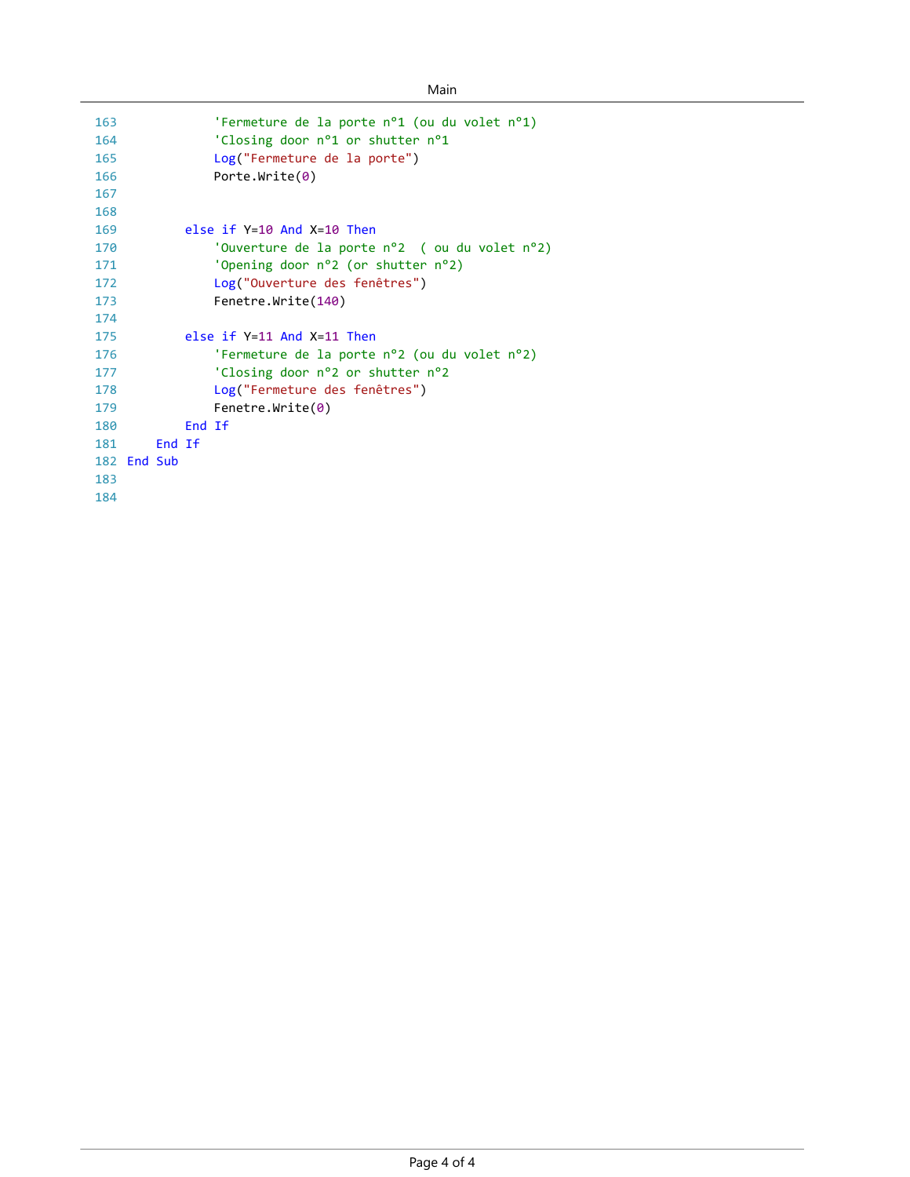```
163            'Fermeture de la porte n°1 (ou du volet n°1)
164            'Closing door n°1 or shutter n°1
165            Log("Fermeture de la porte")
166            Porte.Write(0)
167
168
169        else if Y=10 And X=10 Then
170            'Ouverture de la porte n°2  ( ou du volet n°2)
171            'Opening door n°2 (or shutter n°2)
172            Log("Ouverture des fenêtres")
173            Fenetre.Write(140)
174
175        else if Y=11 And X=11 Then
176            'Fermeture de la porte n°2 (ou du volet n°2)
177            'Closing door n°2 or shutter n°2
178            Log("Fermeture des fenêtres")
179            Fenetre.Write(0)
180        End If
181    End If
182 End Sub
183
184
```